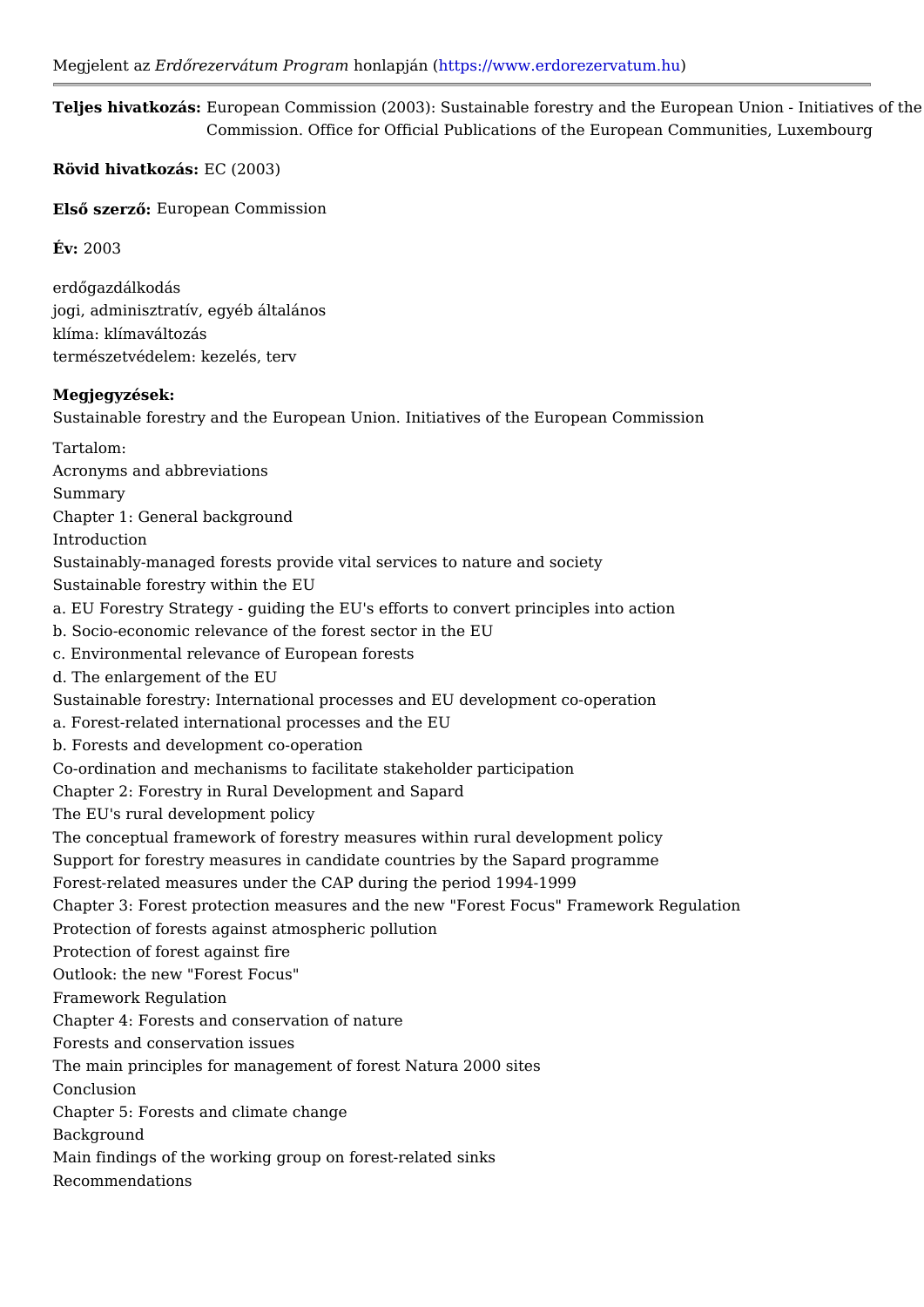Megjelent az *Erdőrezervátum Program* honlapján (https://www.erdorezervatum.hu)

---

**Teljes hivatkozás:** European Commission (2003): Sustainable forestry and the European Union - Initiatives of the Commission. Office for Official Publications of the European Communities, Luxembourg

**Rövid hivatkozás:** EC (2003)

**Első szerző:** European Commission

**Év:** 2003

erdőgazdálkodás
jogi, adminisztratív, egyéb általános
klíma: klímaváltozás
természetvédelem: kezelés, terv

**Megjegyzések:**
Sustainable forestry and the European Union. Initiatives of the European Commission

Tartalom:
Acronyms and abbreviations
Summary
Chapter 1: General background
Introduction
Sustainably-managed forests provide vital services to nature and society
Sustainable forestry within the EU
a. EU Forestry Strategy - guiding the EU's efforts to convert principles into action
b. Socio-economic relevance of the forest sector in the EU
c. Environmental relevance of European forests
d. The enlargement of the EU
Sustainable forestry: International processes and EU development co-operation
a. Forest-related international processes and the EU
b. Forests and development co-operation
Co-ordination and mechanisms to facilitate stakeholder participation
Chapter 2: Forestry in Rural Development and Sapard
The EU's rural development policy
The conceptual framework of forestry measures within rural development policy
Support for forestry measures in candidate countries by the Sapard programme
Forest-related measures under the CAP during the period 1994-1999
Chapter 3: Forest protection measures and the new "Forest Focus" Framework Regulation
Protection of forests against atmospheric pollution
Protection of forest against fire
Outlook: the new "Forest Focus"
Framework Regulation
Chapter 4: Forests and conservation of nature
Forests and conservation issues
The main principles for management of forest Natura 2000 sites
Conclusion
Chapter 5: Forests and climate change
Background
Main findings of the working group on forest-related sinks
Recommendations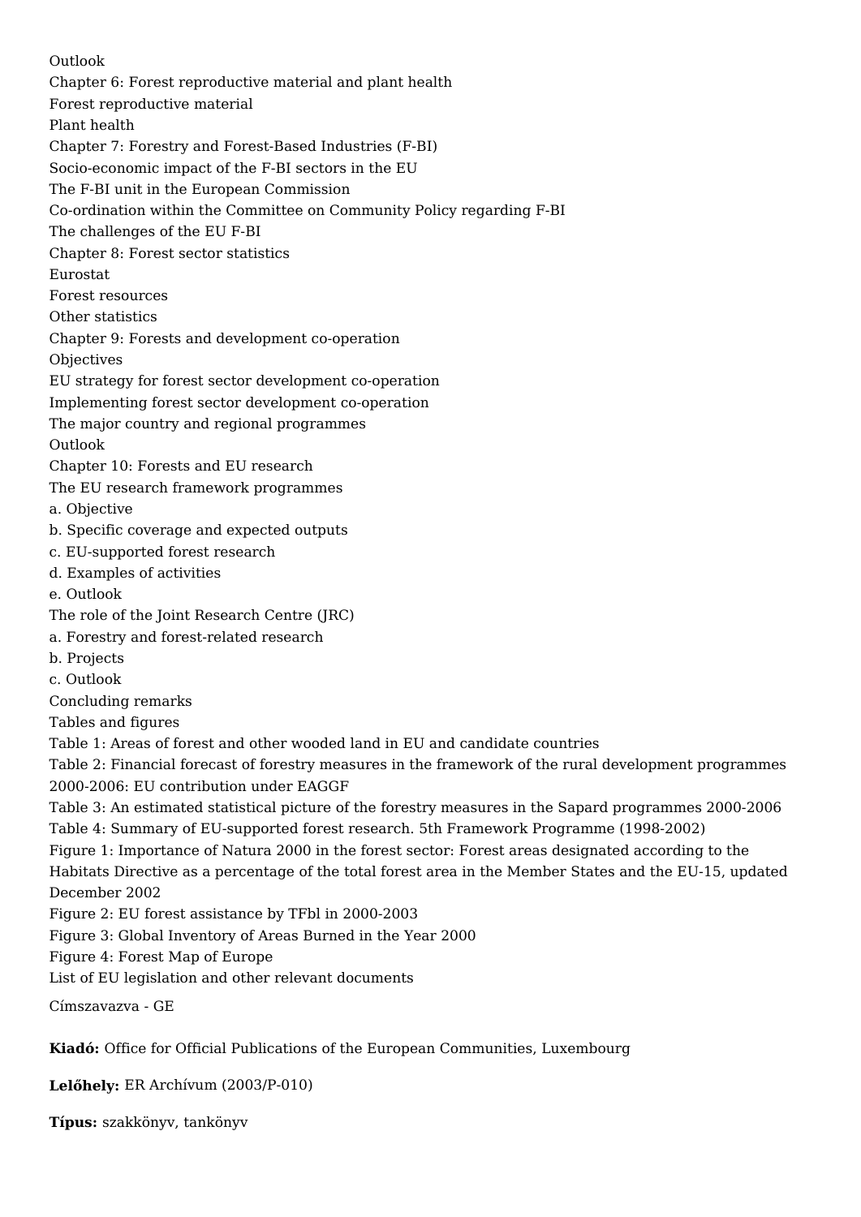Outlook
Chapter 6: Forest reproductive material and plant health
Forest reproductive material
Plant health
Chapter 7: Forestry and Forest-Based Industries (F-BI)
Socio-economic impact of the F-BI sectors in the EU
The F-BI unit in the European Commission
Co-ordination within the Committee on Community Policy regarding F-BI
The challenges of the EU F-BI
Chapter 8: Forest sector statistics
Eurostat
Forest resources
Other statistics
Chapter 9: Forests and development co-operation
Objectives
EU strategy for forest sector development co-operation
Implementing forest sector development co-operation
The major country and regional programmes
Outlook
Chapter 10: Forests and EU research
The EU research framework programmes
a. Objective
b. Specific coverage and expected outputs
c. EU-supported forest research
d. Examples of activities
e. Outlook
The role of the Joint Research Centre (JRC)
a. Forestry and forest-related research
b. Projects
c. Outlook
Concluding remarks
Tables and figures
Table 1: Areas of forest and other wooded land in EU and candidate countries
Table 2: Financial forecast of forestry measures in the framework of the rural development programmes 2000-2006: EU contribution under EAGGF
Table 3: An estimated statistical picture of the forestry measures in the Sapard programmes 2000-2006
Table 4: Summary of EU-supported forest research. 5th Framework Programme (1998-2002)
Figure 1: Importance of Natura 2000 in the forest sector: Forest areas designated according to the Habitats Directive as a percentage of the total forest area in the Member States and the EU-15, updated December 2002
Figure 2: EU forest assistance by TFbl in 2000-2003
Figure 3: Global Inventory of Areas Burned in the Year 2000
Figure 4: Forest Map of Europe
List of EU legislation and other relevant documents

Címszavazva - GE

**Kiadó:** Office for Official Publications of the European Communities, Luxembourg

**Lelőhely:** ER Archívum (2003/P-010)

**Típus:** szakkönyv, tankönyv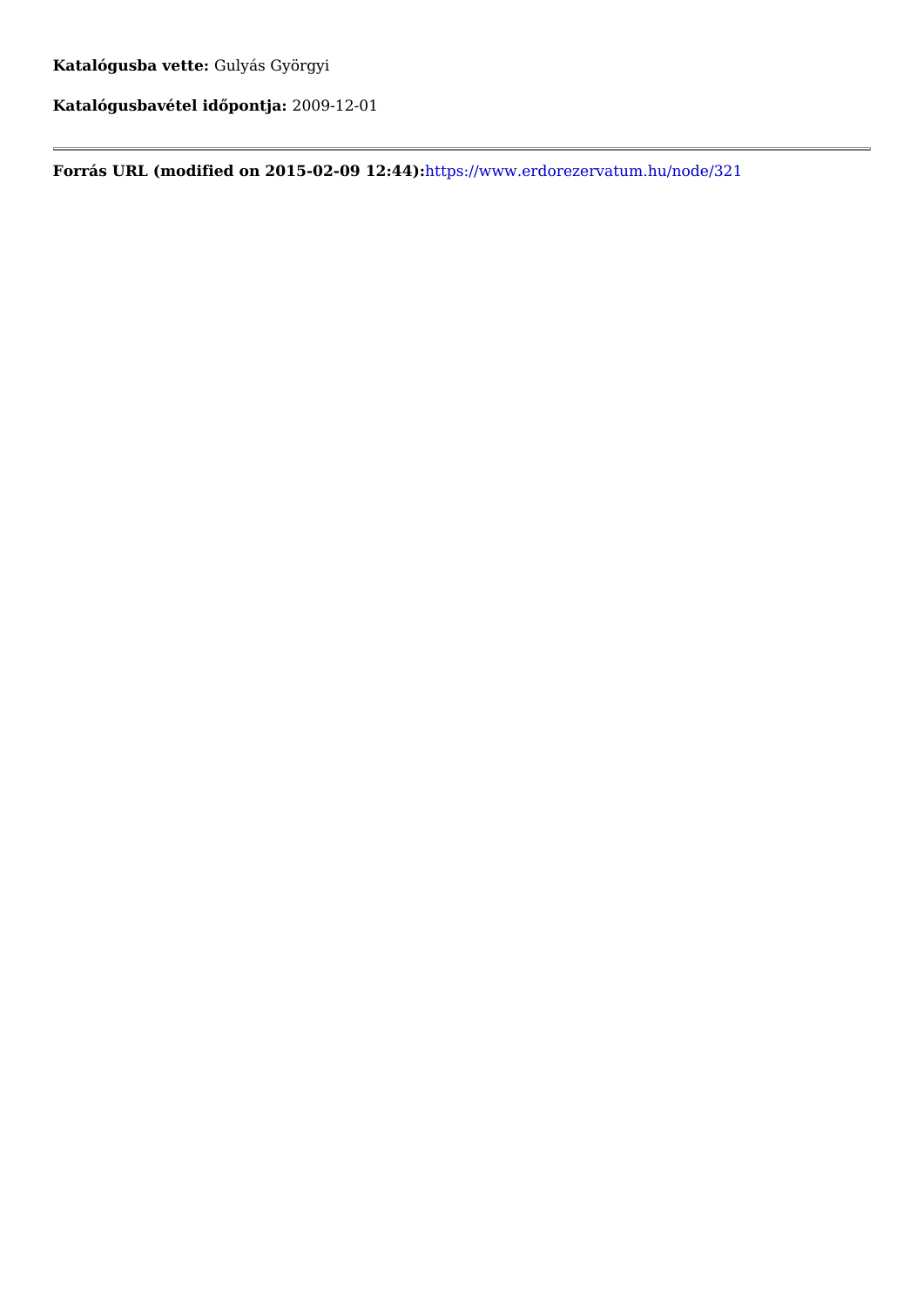**Katalógusba vette:** Gulyás Györgyi

**Katalógusbavétel időpontja:** 2009-12-01

---

**Forrás URL (modified on 2015-02-09 12:44):**https://www.erdorezervatum.hu/node/321